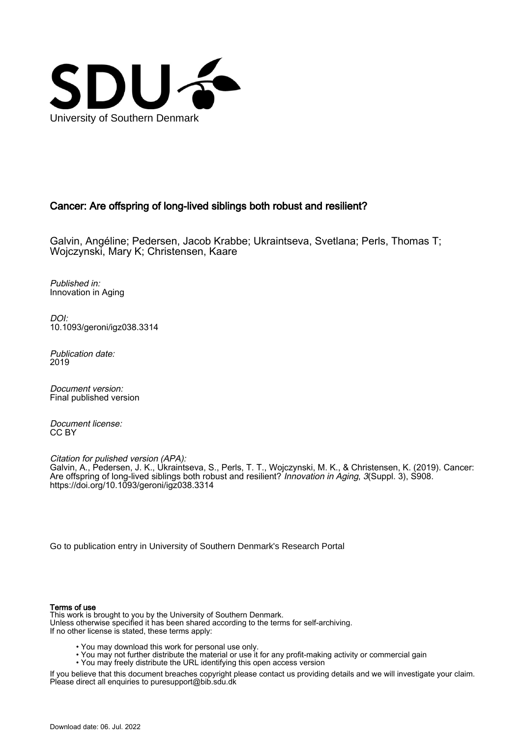University of Southern Denmark

## Cancer: Are offspring of long-lived siblings both robust and resilient?

Galvin, Angéline; Pedersen, Jacob Krabbe; Ukraintseva, Svetlana; Perls, Thomas T; Wojczynski, Mary K; Christensen, Kaare

*Published in:*
Innovation in Aging

*DOI:*
10.1093/geroni/igz038.3314

*Publication date:*
2019

*Document version:*
Final published version

*Document license:*
CC BY

*Citation for pulished version (APA):*
Galvin, A., Pedersen, J. K., Ukraintseva, S., Perls, T. T., Wojczynski, M. K., & Christensen, K. (2019). Cancer: Are offspring of long-lived siblings both robust and resilient? *Innovation in Aging*, *3*(Suppl. 3), S908. https://doi.org/10.1093/geroni/igz038.3314

Go to publication entry in University of Southern Denmark's Research Portal

**Terms of use**

This work is brought to you by the University of Southern Denmark.
Unless otherwise specified it has been shared according to the terms for self-archiving.
If no other license is stated, these terms apply:

- You may download this work for personal use only.
- You may not further distribute the material or use it for any profit-making activity or commercial gain
- You may freely distribute the URL identifying this open access version

If you believe that this document breaches copyright please contact us providing details and we will investigate your claim.
Please direct all enquiries to puresupport@bib.sdu.dk

Download date: 06. Jul. 2022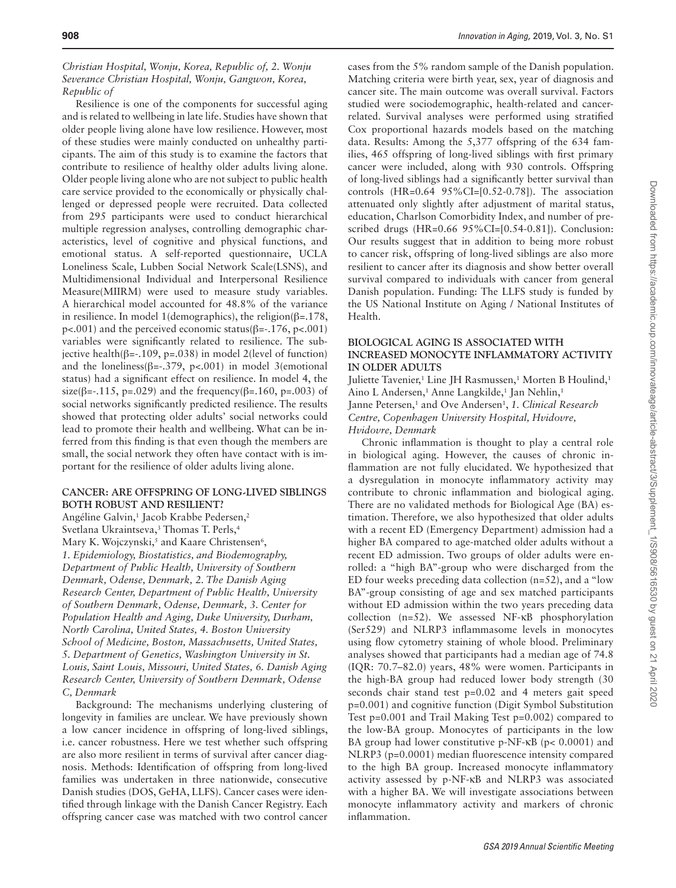*Christian Hospital, Wonju, Korea, Republic of, 2. Wonju Severance Christian Hospital, Wonju, Gangwon, Korea, Republic of*

Resilience is one of the components for successful aging and is related to wellbeing in late life. Studies have shown that older people living alone have low resilience. However, most of these studies were mainly conducted on unhealthy participants. The aim of this study is to examine the factors that contribute to resilience of healthy older adults living alone. Older people living alone who are not subject to public health care service provided to the economically or physically challenged or depressed people were recruited. Data collected from 295 participants were used to conduct hierarchical multiple regression analyses, controlling demographic characteristics, level of cognitive and physical functions, and emotional status. A self-reported questionnaire, UCLA Loneliness Scale, Lubben Social Network Scale(LSNS), and Multidimensional Individual and Interpersonal Resilience Measure(MIIRM) were used to measure study variables. A hierarchical model accounted for 48.8% of the variance in resilience. In model 1(demographics), the religion($\beta$=.178, p<.001) and the perceived economic status($\beta$=-.176, p<.001) variables were significantly related to resilience. The subjective health($\beta$=-.109, p=.038) in model 2(level of function) and the loneliness($\beta$=-.379, p<.001) in model 3(emotional status) had a significant effect on resilience. In model 4, the size($\beta$=-.115, p=.029) and the frequency($\beta$=.160, p=.003) of social networks significantly predicted resilience. The results showed that protecting older adults' social networks could lead to promote their health and wellbeing. What can be inferred from this finding is that even though the members are small, the social network they often have contact with is important for the resilience of older adults living alone.

## CANCER: ARE OFFSPRING OF LONG-LIVED SIBLINGS BOTH ROBUST AND RESILIENT?

Angéline Galvin,[1] Jacob Krabbe Pedersen,[2] Svetlana Ukraintseva,[3] Thomas T. Perls,[4] Mary K. Wojczynski,[5] and Kaare Christensen[6], *1. Epidemiology, Biostatistics, and Biodemography, Department of Public Health, University of Southern Denmark, Odense, Denmark, 2. The Danish Aging Research Center, Department of Public Health, University of Southern Denmark, Odense, Denmark, 3. Center for Population Health and Aging, Duke University, Durham, North Carolina, United States, 4. Boston University School of Medicine, Boston, Massachusetts, United States, 5. Department of Genetics, Washington University in St. Louis, Saint Louis, Missouri, United States, 6. Danish Aging Research Center, University of Southern Denmark, Odense C, Denmark*

Background: The mechanisms underlying clustering of longevity in families are unclear. We have previously shown a low cancer incidence in offspring of long-lived siblings, i.e. cancer robustness. Here we test whether such offspring are also more resilient in terms of survival after cancer diagnosis. Methods: Identification of offspring from long-lived families was undertaken in three nationwide, consecutive Danish studies (DOS, GeHA, LLFS). Cancer cases were identified through linkage with the Danish Cancer Registry. Each offspring cancer case was matched with two control cancer cases from the 5% random sample of the Danish population. Matching criteria were birth year, sex, year of diagnosis and cancer site. The main outcome was overall survival. Factors studied were sociodemographic, health-related and cancer-related. Survival analyses were performed using stratified Cox proportional hazards models based on the matching data. Results: Among the 5,377 offspring of the 634 families, 465 offspring of long-lived siblings with first primary cancer were included, along with 930 controls. Offspring of long-lived siblings had a significantly better survival than controls (HR=0.64 95%CI=[0.52-0.78]). The association attenuated only slightly after adjustment of marital status, education, Charlson Comorbidity Index, and number of prescribed drugs (HR=0.66 95%CI=[0.54-0.81]). Conclusion: Our results suggest that in addition to being more robust to cancer risk, offspring of long-lived siblings are also more resilient to cancer after its diagnosis and show better overall survival compared to individuals with cancer from general Danish population. Funding: The LLFS study is funded by the US National Institute on Aging / National Institutes of Health.

## BIOLOGICAL AGING IS ASSOCIATED WITH INCREASED MONOCYTE INFLAMMATORY ACTIVITY IN OLDER ADULTS

Juliette Tavenier,[1] Line JH Rasmussen,[1] Morten B Houlind,[1] Aino L Andersen,[1] Anne Langkilde,[1] Jan Nehlin,[1] Janne Petersen,[1] and Ove Andersen[1], *1. Clinical Research Centre, Copenhagen University Hospital, Hvidovre, Hvidovre, Denmark*

Chronic inflammation is thought to play a central role in biological aging. However, the causes of chronic inflammation are not fully elucidated. We hypothesized that a dysregulation in monocyte inflammatory activity may contribute to chronic inflammation and biological aging. There are no validated methods for Biological Age (BA) estimation. Therefore, we also hypothesized that older adults with a recent ED (Emergency Department) admission had a higher BA compared to age-matched older adults without a recent ED admission. Two groups of older adults were enrolled: a "high BA"-group who were discharged from the ED four weeks preceding data collection (n=52), and a "low BA"-group consisting of age and sex matched participants without ED admission within the two years preceding data collection (n=52). We assessed NF-κB phosphorylation (Ser529) and NLRP3 inflammasome levels in monocytes using flow cytometry staining of whole blood. Preliminary analyses showed that participants had a median age of 74.8 (IQR: 70.7–82.0) years, 48% were women. Participants in the high-BA group had reduced lower body strength (30 seconds chair stand test p=0.02 and 4 meters gait speed p=0.001) and cognitive function (Digit Symbol Substitution Test p=0.001 and Trail Making Test p=0.002) compared to the low-BA group. Monocytes of participants in the low BA group had lower constitutive p-NF-κB (p< 0.0001) and NLRP3 (p=0.0001) median fluorescence intensity compared to the high BA group. Increased monocyte inflammatory activity assessed by p-NF-κB and NLRP3 was associated with a higher BA. We will investigate associations between monocyte inflammatory activity and markers of chronic inflammation.